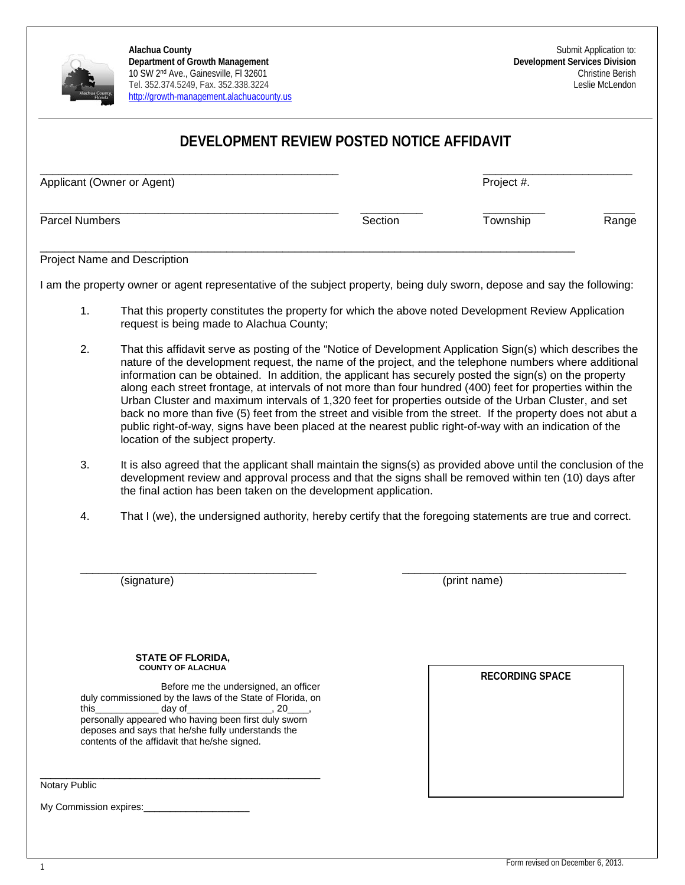**Alachua County**
**Department of Growth Management**
10 SW 2nd Ave., Gainesville, Fl 32601
Tel. 352.374.5249, Fax. 352.338.3224
http://growth-management.alachuacounty.us

Submit Application to:
**Development Services Division**
Christine Berish
Leslie McLendon

# DEVELOPMENT REVIEW POSTED NOTICE AFFIDAVIT

_______________________________________________ Applicant (Owner or Agent)

_______________________ Project #.

_______________________________________________ Parcel Numbers

__________ Section

__________ Township

_____ Range

_______________________________________________________________________________ Project Name and Description

I am the property owner or agent representative of the subject property, being duly sworn, depose and say the following:

1. That this property constitutes the property for which the above noted Development Review Application request is being made to Alachua County;

2. That this affidavit serve as posting of the "Notice of Development Application Sign(s) which describes the nature of the development request, the name of the project, and the telephone numbers where additional information can be obtained. In addition, the applicant has securely posted the sign(s) on the property along each street frontage, at intervals of not more than four hundred (400) feet for properties within the Urban Cluster and maximum intervals of 1,320 feet for properties outside of the Urban Cluster, and set back no more than five (5) feet from the street and visible from the street. If the property does not abut a public right-of-way, signs have been placed at the nearest public right-of-way with an indication of the location of the subject property.

3. It is also agreed that the applicant shall maintain the signs(s) as provided above until the conclusion of the development review and approval process and that the signs shall be removed within ten (10) days after the final action has been taken on the development application.

4. That I (we), the undersigned authority, hereby certify that the foregoing statements are true and correct.

_____________________________________ (signature)

_____________________________________ (print name)

**STATE OF FLORIDA,**
**COUNTY OF ALACHUA**

Before me the undersigned, an officer duly commissioned by the laws of the State of Florida, on this____________ day of________________, 20____, personally appeared who having been first duly sworn deposes and says that he/she fully understands the contents of the affidavit that he/she signed.

_____________________________________________ Notary Public

My Commission expires:____________________

**RECORDING SPACE**

Form revised on December 6, 2013.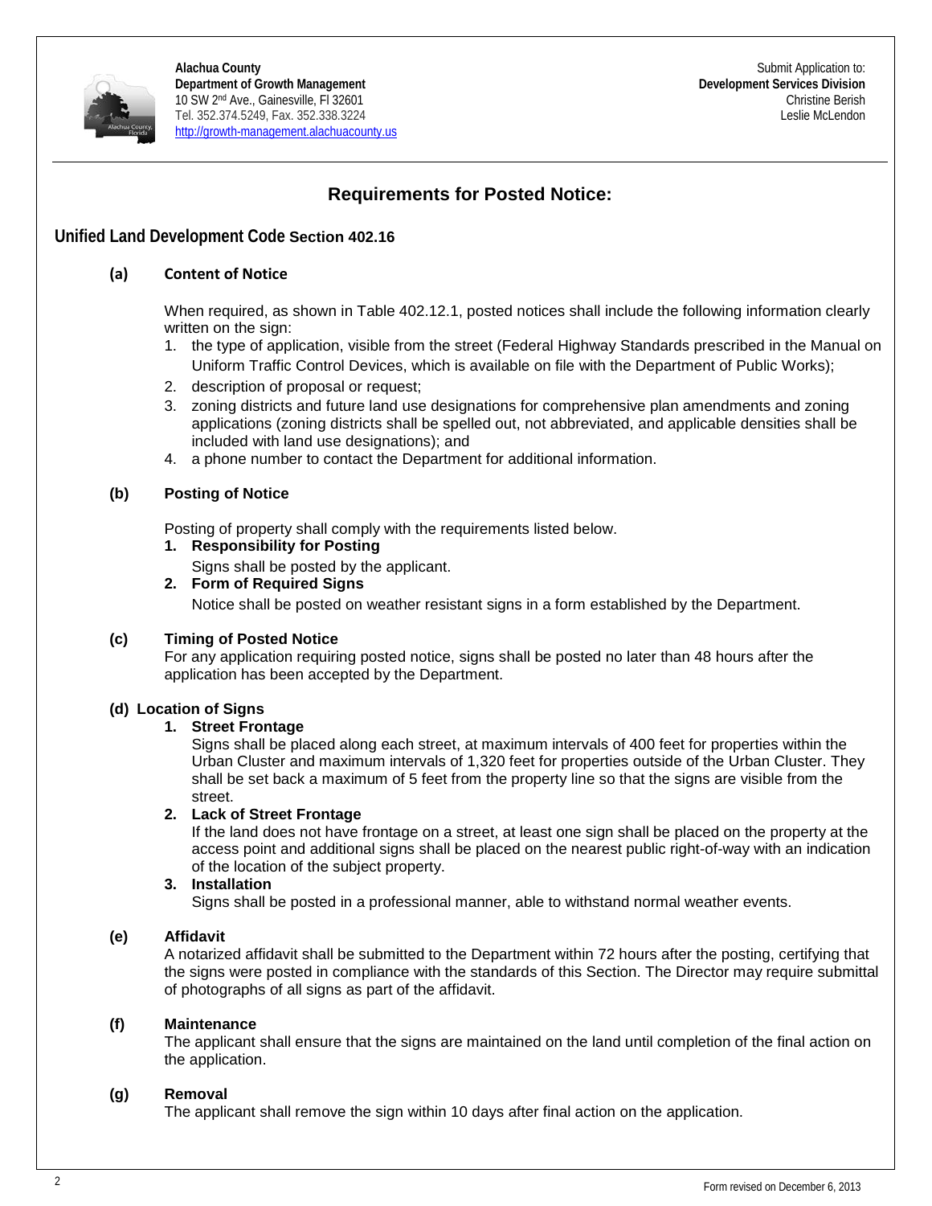**Alachua County**
**Department of Growth Management**
10 SW 2nd Ave., Gainesville, Fl 32601
Tel. 352.374.5249, Fax. 352.338.3224
http://growth-management.alachuacounty.us

Submit Application to:
**Development Services Division**
Christine Berish
Leslie McLendon

## Requirements for Posted Notice:

### Unified Land Development Code Section 402.16

**(a) Content of Notice**

When required, as shown in Table 402.12.1, posted notices shall include the following information clearly written on the sign:

1. the type of application, visible from the street (Federal Highway Standards prescribed in the Manual on Uniform Traffic Control Devices, which is available on file with the Department of Public Works);
2. description of proposal or request;
3. zoning districts and future land use designations for comprehensive plan amendments and zoning applications (zoning districts shall be spelled out, not abbreviated, and applicable densities shall be included with land use designations); and
4. a phone number to contact the Department for additional information.

**(b) Posting of Notice**

Posting of property shall comply with the requirements listed below.

1. **Responsibility for Posting**
   Signs shall be posted by the applicant.
2. **Form of Required Signs**
   Notice shall be posted on weather resistant signs in a form established by the Department.

**(c) Timing of Posted Notice**
For any application requiring posted notice, signs shall be posted no later than 48 hours after the application has been accepted by the Department.

**(d) Location of Signs**

1. **Street Frontage**
   Signs shall be placed along each street, at maximum intervals of 400 feet for properties within the Urban Cluster and maximum intervals of 1,320 feet for properties outside of the Urban Cluster. They shall be set back a maximum of 5 feet from the property line so that the signs are visible from the street.
2. **Lack of Street Frontage**
   If the land does not have frontage on a street, at least one sign shall be placed on the property at the access point and additional signs shall be placed on the nearest public right-of-way with an indication of the location of the subject property.
3. **Installation**
   Signs shall be posted in a professional manner, able to withstand normal weather events.

**(e) Affidavit**
A notarized affidavit shall be submitted to the Department within 72 hours after the posting, certifying that the signs were posted in compliance with the standards of this Section. The Director may require submittal of photographs of all signs as part of the affidavit.

**(f) Maintenance**
The applicant shall ensure that the signs are maintained on the land until completion of the final action on the application.

**(g) Removal**
The applicant shall remove the sign within 10 days after final action on the application.

Form revised on December 6, 2013